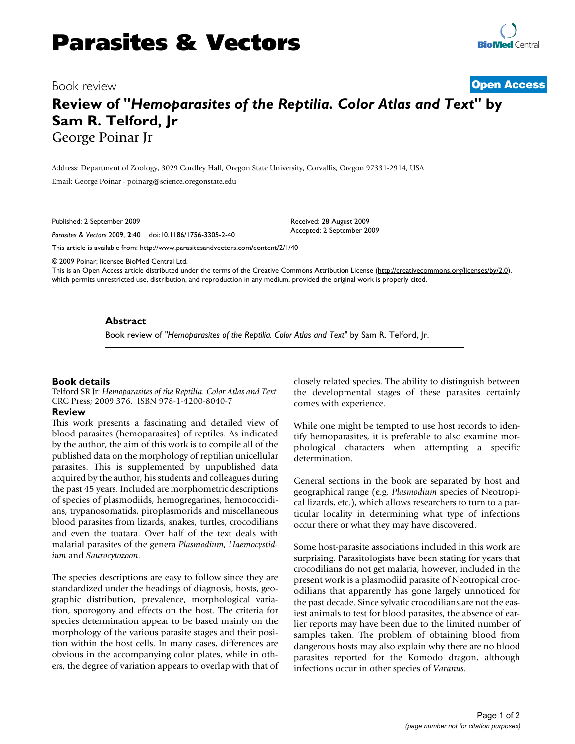Book review

**Open Access**

# Review of "*Hemoparasites of the Reptilia. Color Atlas and Text*" by Sam R. Telford, Jr

George Poinar Jr

Address: Department of Zoology, 3029 Cordley Hall, Oregon State University, Corvallis, Oregon 97331-2914, USA

Email: George Poinar - poinarg@science.oregonstate.edu

Published: 2 September 2009

*Parasites & Vectors* 2009, **2**:40 doi:10.1186/1756-3305-2-40

Received: 28 August 2009
Accepted: 2 September 2009

This article is available from: http://www.parasitesandvectors.com/content/2/1/40

© 2009 Poinar; licensee BioMed Central Ltd.

This is an Open Access article distributed under the terms of the Creative Commons Attribution License (http://creativecommons.org/licenses/by/2.0), which permits unrestricted use, distribution, and reproduction in any medium, provided the original work is properly cited.

## Abstract

Book review of "*Hemoparasites of the Reptilia. Color Atlas and Text*" by Sam R. Telford, Jr.

## Book details

Telford SR Jr: *Hemoparasites of the Reptilia. Color Atlas and Text* CRC Press; 2009:376. ISBN 978-1-4200-8040-7

## Review

This work presents a fascinating and detailed view of blood parasites (hemoparasites) of reptiles. As indicated by the author, the aim of this work is to compile all of the published data on the morphology of reptilian unicellular parasites. This is supplemented by unpublished data acquired by the author, his students and colleagues during the past 45 years. Included are morphometric descriptions of species of plasmodiids, hemogregarines, hemococcidians, trypanosomatids, piroplasmorids and miscellaneous blood parasites from lizards, snakes, turtles, crocodilians and even the tuatara. Over half of the text deals with malarial parasites of the genera *Plasmodium*, *Haemocystidium* and *Saurocytozoon*.

The species descriptions are easy to follow since they are standardized under the headings of diagnosis, hosts, geographic distribution, prevalence, morphological variation, sporogony and effects on the host. The criteria for species determination appear to be based mainly on the morphology of the various parasite stages and their position within the host cells. In many cases, differences are obvious in the accompanying color plates, while in others, the degree of variation appears to overlap with that of closely related species. The ability to distinguish between the developmental stages of these parasites certainly comes with experience.

While one might be tempted to use host records to identify hemoparasites, it is preferable to also examine morphological characters when attempting a specific determination.

General sections in the book are separated by host and geographical range (e.g. *Plasmodium* species of Neotropical lizards, etc.), which allows researchers to turn to a particular locality in determining what type of infections occur there or what they may have discovered.

Some host-parasite associations included in this work are surprising. Parasitologists have been stating for years that crocodilians do not get malaria, however, included in the present work is a plasmodiid parasite of Neotropical crocodilians that apparently has gone largely unnoticed for the past decade. Since sylvatic crocodilians are not the easiest animals to test for blood parasites, the absence of earlier reports may have been due to the limited number of samples taken. The problem of obtaining blood from dangerous hosts may also explain why there are no blood parasites reported for the Komodo dragon, although infections occur in other species of *Varanus*.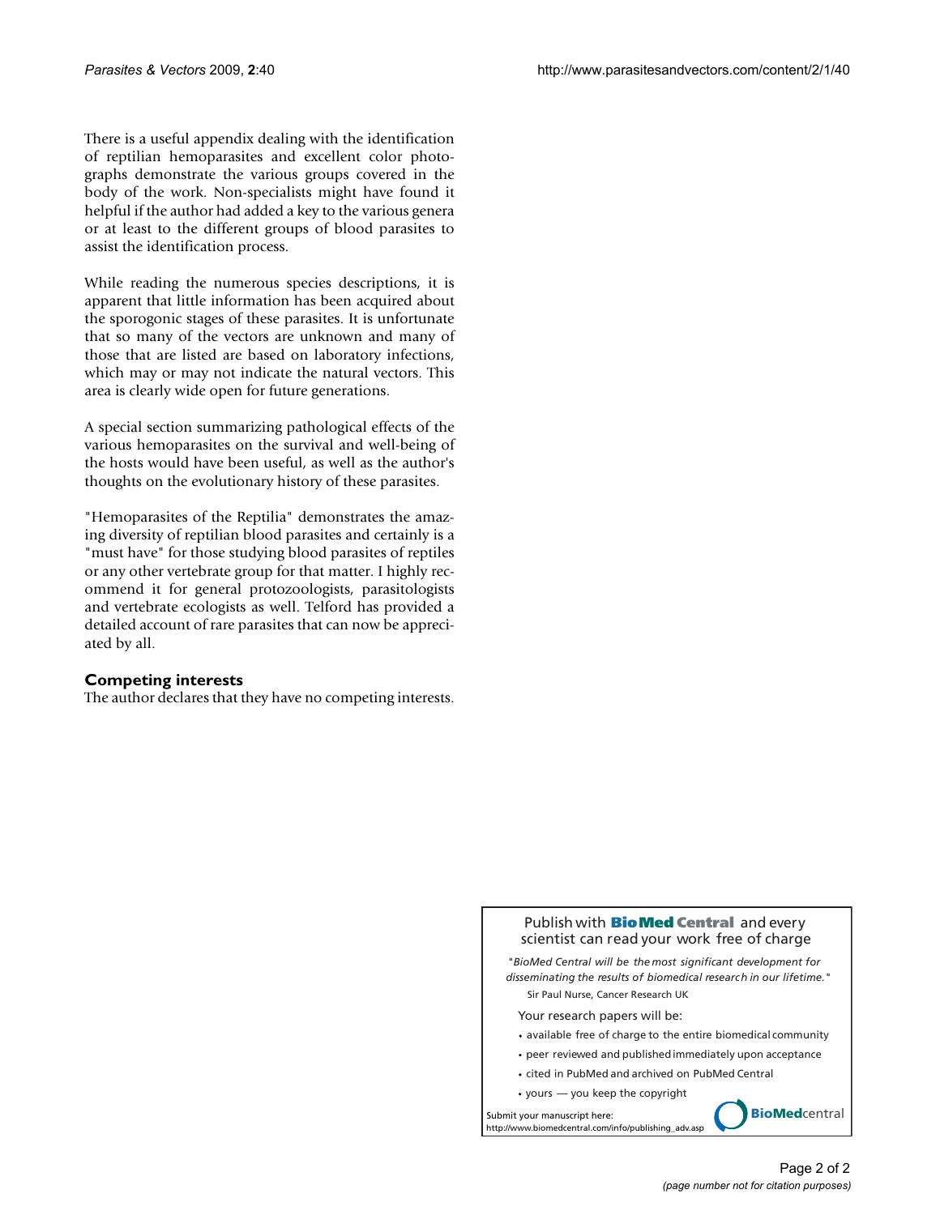There is a useful appendix dealing with the identification of reptilian hemoparasites and excellent color photographs demonstrate the various groups covered in the body of the work. Non-specialists might have found it helpful if the author had added a key to the various genera or at least to the different groups of blood parasites to assist the identification process.

While reading the numerous species descriptions, it is apparent that little information has been acquired about the sporogonic stages of these parasites. It is unfortunate that so many of the vectors are unknown and many of those that are listed are based on laboratory infections, which may or may not indicate the natural vectors. This area is clearly wide open for future generations.

A special section summarizing pathological effects of the various hemoparasites on the survival and well-being of the hosts would have been useful, as well as the author's thoughts on the evolutionary history of these parasites.

"Hemoparasites of the Reptilia" demonstrates the amazing diversity of reptilian blood parasites and certainly is a "must have" for those studying blood parasites of reptiles or any other vertebrate group for that matter. I highly recommend it for general protozoologists, parasitologists and vertebrate ecologists as well. Telford has provided a detailed account of rare parasites that can now be appreciated by all.

## Competing interests

The author declares that they have no competing interests.

Publish with **BioMed Central** and every scientist can read your work free of charge

*"BioMed Central will be the most significant development for disseminating the results of biomedical research in our lifetime."*

Sir Paul Nurse, Cancer Research UK

Your research papers will be:

- available free of charge to the entire biomedical community
- peer reviewed and published immediately upon acceptance
- cited in PubMed and archived on PubMed Central
- yours — you keep the copyright

Submit your manuscript here:
http://www.biomedcentral.com/info/publishing_adv.asp

**BioMed**central